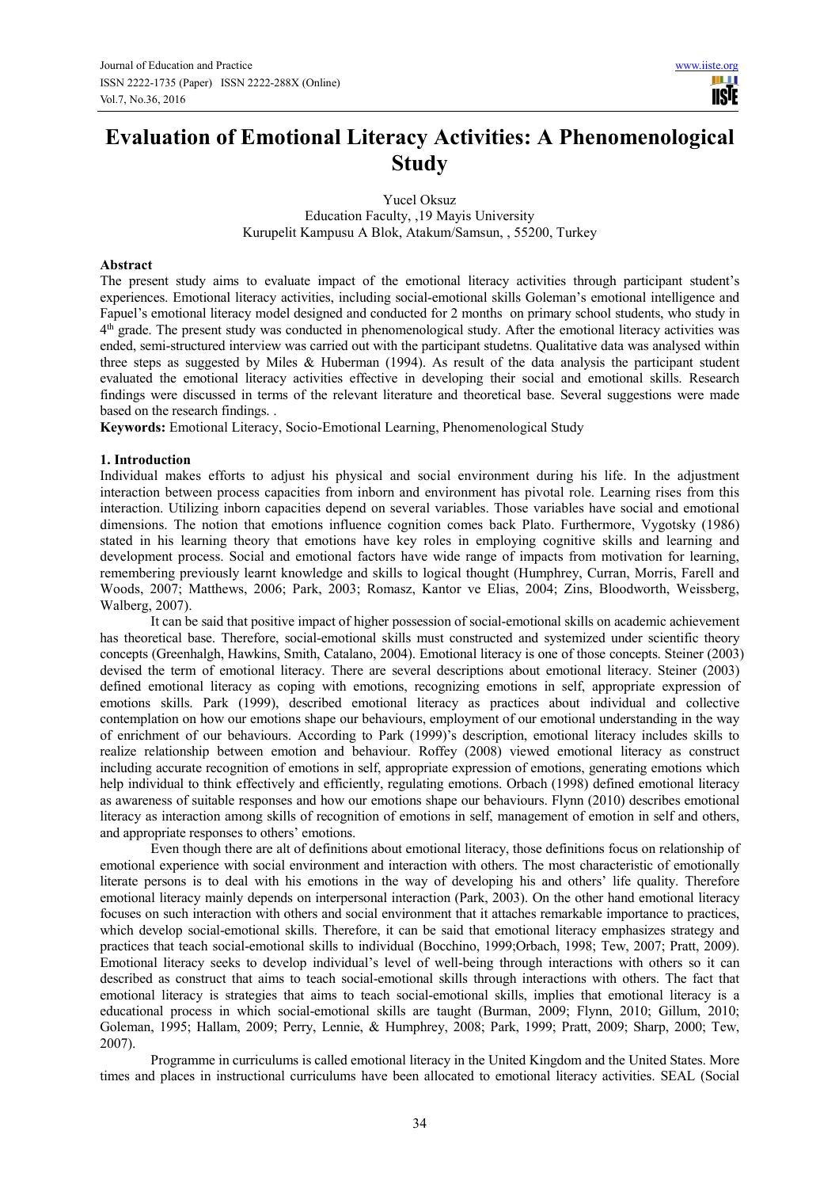# Evaluation of Emotional Literacy Activities: A Phenomenological Study

Yucel Oksuz
Education Faculty, ,19 Mayis University
Kurupelit Kampusu A Blok, Atakum/Samsun, , 55200, Turkey

## Abstract

The present study aims to evaluate impact of the emotional literacy activities through participant student's experiences. Emotional literacy activities, including social-emotional skills Goleman's emotional intelligence and Fapuel's emotional literacy model designed and conducted for 2 months on primary school students, who study in 4th grade. The present study was conducted in phenomenological study. After the emotional literacy activities was ended, semi-structured interview was carried out with the participant studetns. Qualitative data was analysed within three steps as suggested by Miles & Huberman (1994). As result of the data analysis the participant student evaluated the emotional literacy activities effective in developing their social and emotional skills. Research findings were discussed in terms of the relevant literature and theoretical base. Several suggestions were made based on the research findings. .

**Keywords:** Emotional Literacy, Socio-Emotional Learning, Phenomenological Study

## 1. Introduction

Individual makes efforts to adjust his physical and social environment during his life. In the adjustment interaction between process capacities from inborn and environment has pivotal role. Learning rises from this interaction. Utilizing inborn capacities depend on several variables. Those variables have social and emotional dimensions. The notion that emotions influence cognition comes back Plato. Furthermore, Vygotsky (1986) stated in his learning theory that emotions have key roles in employing cognitive skills and learning and development process. Social and emotional factors have wide range of impacts from motivation for learning, remembering previously learnt knowledge and skills to logical thought (Humphrey, Curran, Morris, Farell and Woods, 2007; Matthews, 2006; Park, 2003; Romasz, Kantor ve Elias, 2004; Zins, Bloodworth, Weissberg, Walberg, 2007).

It can be said that positive impact of higher possession of social-emotional skills on academic achievement has theoretical base. Therefore, social-emotional skills must constructed and systemized under scientific theory concepts (Greenhalgh, Hawkins, Smith, Catalano, 2004). Emotional literacy is one of those concepts. Steiner (2003) devised the term of emotional literacy. There are several descriptions about emotional literacy. Steiner (2003) defined emotional literacy as coping with emotions, recognizing emotions in self, appropriate expression of emotions skills. Park (1999), described emotional literacy as practices about individual and collective contemplation on how our emotions shape our behaviours, employment of our emotional understanding in the way of enrichment of our behaviours. According to Park (1999)'s description, emotional literacy includes skills to realize relationship between emotion and behaviour. Roffey (2008) viewed emotional literacy as construct including accurate recognition of emotions in self, appropriate expression of emotions, generating emotions which help individual to think effectively and efficiently, regulating emotions. Orbach (1998) defined emotional literacy as awareness of suitable responses and how our emotions shape our behaviours. Flynn (2010) describes emotional literacy as interaction among skills of recognition of emotions in self, management of emotion in self and others, and appropriate responses to others' emotions.

Even though there are alt of definitions about emotional literacy, those definitions focus on relationship of emotional experience with social environment and interaction with others. The most characteristic of emotionally literate persons is to deal with his emotions in the way of developing his and others' life quality. Therefore emotional literacy mainly depends on interpersonal interaction (Park, 2003). On the other hand emotional literacy focuses on such interaction with others and social environment that it attaches remarkable importance to practices, which develop social-emotional skills. Therefore, it can be said that emotional literacy emphasizes strategy and practices that teach social-emotional skills to individual (Bocchino, 1999;Orbach, 1998; Tew, 2007; Pratt, 2009). Emotional literacy seeks to develop individual's level of well-being through interactions with others so it can described as construct that aims to teach social-emotional skills through interactions with others. The fact that emotional literacy is strategies that aims to teach social-emotional skills, implies that emotional literacy is a educational process in which social-emotional skills are taught (Burman, 2009; Flynn, 2010; Gillum, 2010; Goleman, 1995; Hallam, 2009; Perry, Lennie, & Humphrey, 2008; Park, 1999; Pratt, 2009; Sharp, 2000; Tew, 2007).

Programme in curriculums is called emotional literacy in the United Kingdom and the United States. More times and places in instructional curriculums have been allocated to emotional literacy activities. SEAL (Social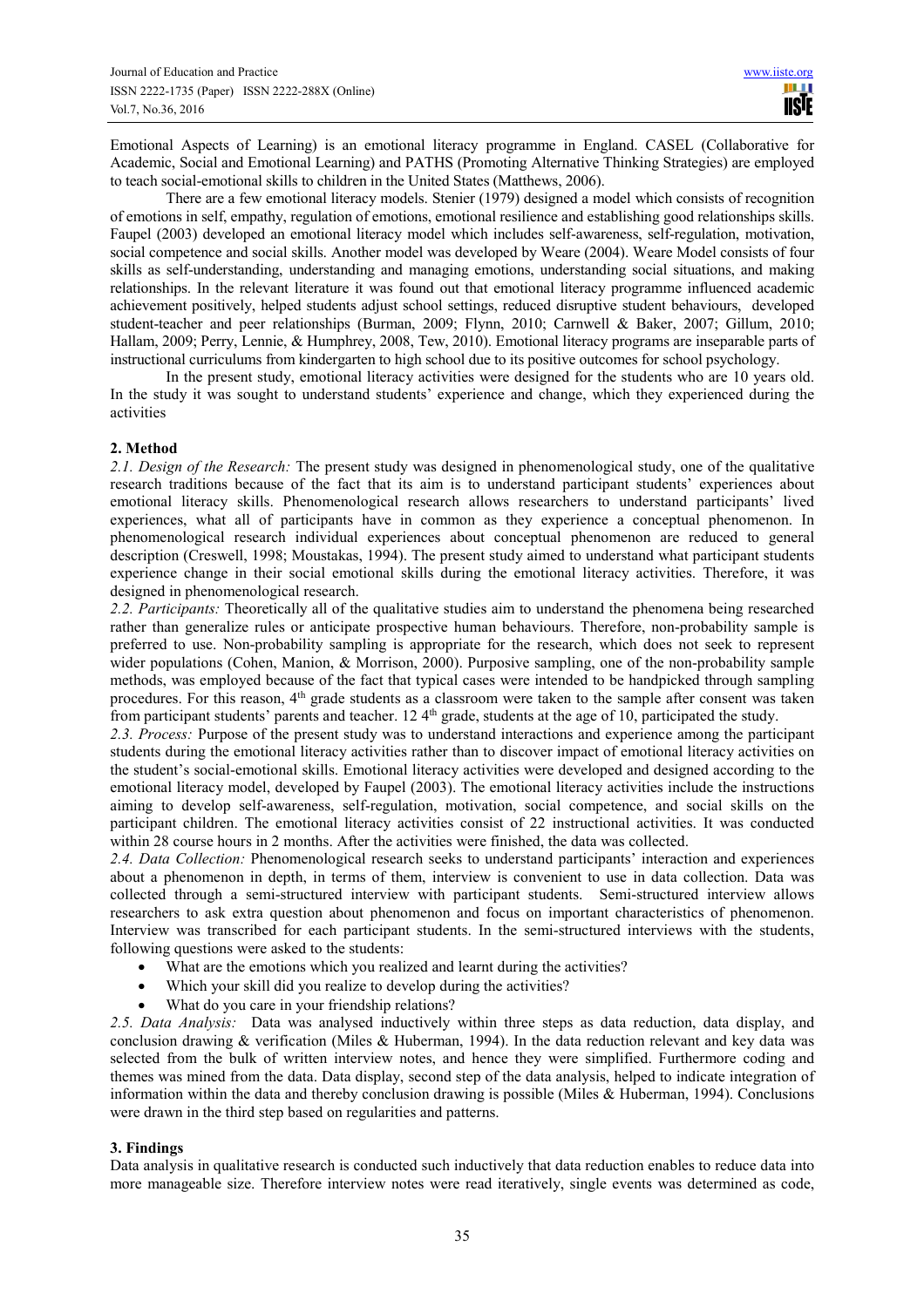Emotional Aspects of Learning) is an emotional literacy programme in England. CASEL (Collaborative for Academic, Social and Emotional Learning) and PATHS (Promoting Alternative Thinking Strategies) are employed to teach social-emotional skills to children in the United States (Matthews, 2006).

There are a few emotional literacy models. Stenier (1979) designed a model which consists of recognition of emotions in self, empathy, regulation of emotions, emotional resilience and establishing good relationships skills. Faupel (2003) developed an emotional literacy model which includes self-awareness, self-regulation, motivation, social competence and social skills. Another model was developed by Weare (2004). Weare Model consists of four skills as self-understanding, understanding and managing emotions, understanding social situations, and making relationships. In the relevant literature it was found out that emotional literacy programme influenced academic achievement positively, helped students adjust school settings, reduced disruptive student behaviours, developed student-teacher and peer relationships (Burman, 2009; Flynn, 2010; Carnwell & Baker, 2007; Gillum, 2010; Hallam, 2009; Perry, Lennie, & Humphrey, 2008, Tew, 2010). Emotional literacy programs are inseparable parts of instructional curriculums from kindergarten to high school due to its positive outcomes for school psychology.

In the present study, emotional literacy activities were designed for the students who are 10 years old. In the study it was sought to understand students' experience and change, which they experienced during the activities

## 2. Method

*2.1. Design of the Research:* The present study was designed in phenomenological study, one of the qualitative research traditions because of the fact that its aim is to understand participant students' experiences about emotional literacy skills. Phenomenological research allows researchers to understand participants' lived experiences, what all of participants have in common as they experience a conceptual phenomenon. In phenomenological research individual experiences about conceptual phenomenon are reduced to general description (Creswell, 1998; Moustakas, 1994). The present study aimed to understand what participant students experience change in their social emotional skills during the emotional literacy activities. Therefore, it was designed in phenomenological research.

*2.2. Participants:* Theoretically all of the qualitative studies aim to understand the phenomena being researched rather than generalize rules or anticipate prospective human behaviours. Therefore, non-probability sample is preferred to use. Non-probability sampling is appropriate for the research, which does not seek to represent wider populations (Cohen, Manion, & Morrison, 2000). Purposive sampling, one of the non-probability sample methods, was employed because of the fact that typical cases were intended to be handpicked through sampling procedures. For this reason, 4th grade students as a classroom were taken to the sample after consent was taken from participant students' parents and teacher. 12 4th grade, students at the age of 10, participated the study.

*2.3. Process:* Purpose of the present study was to understand interactions and experience among the participant students during the emotional literacy activities rather than to discover impact of emotional literacy activities on the student's social-emotional skills. Emotional literacy activities were developed and designed according to the emotional literacy model, developed by Faupel (2003). The emotional literacy activities include the instructions aiming to develop self-awareness, self-regulation, motivation, social competence, and social skills on the participant children. The emotional literacy activities consist of 22 instructional activities. It was conducted within 28 course hours in 2 months. After the activities were finished, the data was collected.

*2.4. Data Collection:* Phenomenological research seeks to understand participants' interaction and experiences about a phenomenon in depth, in terms of them, interview is convenient to use in data collection. Data was collected through a semi-structured interview with participant students. Semi-structured interview allows researchers to ask extra question about phenomenon and focus on important characteristics of phenomenon. Interview was transcribed for each participant students. In the semi-structured interviews with the students, following questions were asked to the students:

- What are the emotions which you realized and learnt during the activities?
- Which your skill did you realize to develop during the activities?
- What do you care in your friendship relations?

*2.5. Data Analysis:* Data was analysed inductively within three steps as data reduction, data display, and conclusion drawing & verification (Miles & Huberman, 1994). In the data reduction relevant and key data was selected from the bulk of written interview notes, and hence they were simplified. Furthermore coding and themes was mined from the data. Data display, second step of the data analysis, helped to indicate integration of information within the data and thereby conclusion drawing is possible (Miles & Huberman, 1994). Conclusions were drawn in the third step based on regularities and patterns.

## 3. Findings

Data analysis in qualitative research is conducted such inductively that data reduction enables to reduce data into more manageable size. Therefore interview notes were read iteratively, single events was determined as code,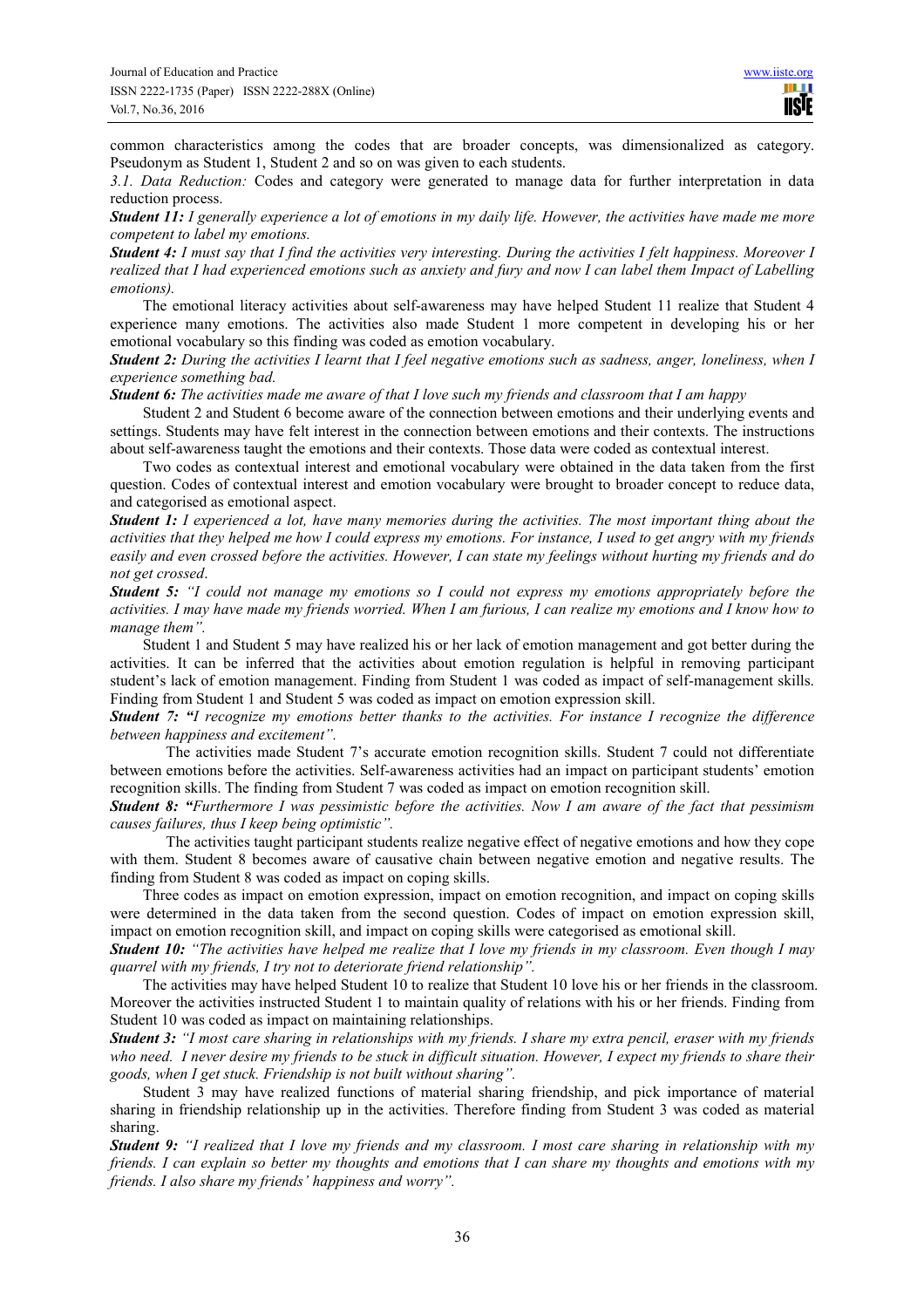common characteristics among the codes that are broader concepts, was dimensionalized as category. Pseudonym as Student 1, Student 2 and so on was given to each students.

*3.1. Data Reduction:* Codes and category were generated to manage data for further interpretation in data reduction process.

***Student 11:*** *I generally experience a lot of emotions in my daily life. However, the activities have made me more competent to label my emotions.*

***Student 4:*** *I must say that I find the activities very interesting. During the activities I felt happiness. Moreover I realized that I had experienced emotions such as anxiety and fury and now I can label them Impact of Labelling emotions).*

The emotional literacy activities about self-awareness may have helped Student 11 realize that Student 4 experience many emotions. The activities also made Student 1 more competent in developing his or her emotional vocabulary so this finding was coded as emotion vocabulary.

***Student 2:*** *During the activities I learnt that I feel negative emotions such as sadness, anger, loneliness, when I experience something bad.*

***Student 6:*** *The activities made me aware of that I love such my friends and classroom that I am happy*

Student 2 and Student 6 become aware of the connection between emotions and their underlying events and settings. Students may have felt interest in the connection between emotions and their contexts. The instructions about self-awareness taught the emotions and their contexts. Those data were coded as contextual interest.

Two codes as contextual interest and emotional vocabulary were obtained in the data taken from the first question. Codes of contextual interest and emotion vocabulary were brought to broader concept to reduce data, and categorised as emotional aspect.

***Student 1:*** *I experienced a lot, have many memories during the activities. The most important thing about the activities that they helped me how I could express my emotions. For instance, I used to get angry with my friends easily and even crossed before the activities. However, I can state my feelings without hurting my friends and do not get crossed*.

***Student 5:*** *"I could not manage my emotions so I could not express my emotions appropriately before the activities. I may have made my friends worried. When I am furious, I can realize my emotions and I know how to manage them".*

Student 1 and Student 5 may have realized his or her lack of emotion management and got better during the activities. It can be inferred that the activities about emotion regulation is helpful in removing participant student's lack of emotion management. Finding from Student 1 was coded as impact of self-management skills. Finding from Student 1 and Student 5 was coded as impact on emotion expression skill.

***Student 7: "****I recognize my emotions better thanks to the activities. For instance I recognize the difference between happiness and excitement".*

The activities made Student 7's accurate emotion recognition skills. Student 7 could not differentiate between emotions before the activities. Self-awareness activities had an impact on participant students' emotion recognition skills. The finding from Student 7 was coded as impact on emotion recognition skill.

***Student 8: "****Furthermore I was pessimistic before the activities. Now I am aware of the fact that pessimism causes failures, thus I keep being optimistic".*

The activities taught participant students realize negative effect of negative emotions and how they cope with them. Student 8 becomes aware of causative chain between negative emotion and negative results. The finding from Student 8 was coded as impact on coping skills.

Three codes as impact on emotion expression, impact on emotion recognition, and impact on coping skills were determined in the data taken from the second question. Codes of impact on emotion expression skill, impact on emotion recognition skill, and impact on coping skills were categorised as emotional skill.

***Student 10:*** *"The activities have helped me realize that I love my friends in my classroom. Even though I may quarrel with my friends, I try not to deteriorate friend relationship".*

The activities may have helped Student 10 to realize that Student 10 love his or her friends in the classroom. Moreover the activities instructed Student 1 to maintain quality of relations with his or her friends. Finding from Student 10 was coded as impact on maintaining relationships.

***Student 3:*** *"I most care sharing in relationships with my friends. I share my extra pencil, eraser with my friends who need. I never desire my friends to be stuck in difficult situation. However, I expect my friends to share their goods, when I get stuck. Friendship is not built without sharing".*

Student 3 may have realized functions of material sharing friendship, and pick importance of material sharing in friendship relationship up in the activities. Therefore finding from Student 3 was coded as material sharing.

***Student 9:*** *"I realized that I love my friends and my classroom. I most care sharing in relationship with my friends. I can explain so better my thoughts and emotions that I can share my thoughts and emotions with my friends. I also share my friends' happiness and worry".*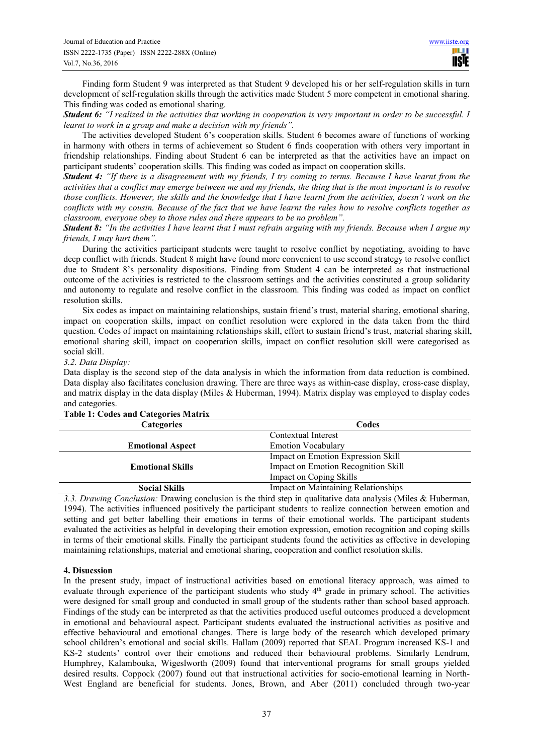Finding form Student 9 was interpreted as that Student 9 developed his or her self-regulation skills in turn development of self-regulation skills through the activities made Student 5 more competent in emotional sharing. This finding was coded as emotional sharing.

***Student 6:*** *"I realized in the activities that working in cooperation is very important in order to be successful. I learnt to work in a group and make a decision with my friends".*

The activities developed Student 6's cooperation skills. Student 6 becomes aware of functions of working in harmony with others in terms of achievement so Student 6 finds cooperation with others very important in friendship relationships. Finding about Student 6 can be interpreted as that the activities have an impact on participant students' cooperation skills. This finding was coded as impact on cooperation skills.

***Student 4:*** *"If there is a disagreement with my friends, I try coming to terms. Because I have learnt from the activities that a conflict may emerge between me and my friends, the thing that is the most important is to resolve those conflicts. However, the skills and the knowledge that I have learnt from the activities, doesn't work on the conflicts with my cousin. Because of the fact that we have learnt the rules how to resolve conflicts together as classroom, everyone obey to those rules and there appears to be no problem".*

***Student 8:*** *"In the activities I have learnt that I must refrain arguing with my friends. Because when I argue my friends, I may hurt them".*

During the activities participant students were taught to resolve conflict by negotiating, avoiding to have deep conflict with friends. Student 8 might have found more convenient to use second strategy to resolve conflict due to Student 8's personality dispositions. Finding from Student 4 can be interpreted as that instructional outcome of the activities is restricted to the classroom settings and the activities constituted a group solidarity and autonomy to regulate and resolve conflict in the classroom. This finding was coded as impact on conflict resolution skills.

Six codes as impact on maintaining relationships, sustain friend's trust, material sharing, emotional sharing, impact on cooperation skills, impact on conflict resolution were explored in the data taken from the third question. Codes of impact on maintaining relationships skill, effort to sustain friend's trust, material sharing skill, emotional sharing skill, impact on cooperation skills, impact on conflict resolution skill were categorised as social skill.

*3.2. Data Display:*

Data display is the second step of the data analysis in which the information from data reduction is combined. Data display also facilitates conclusion drawing. There are three ways as within-case display, cross-case display, and matrix display in the data display (Miles & Huberman, 1994). Matrix display was employed to display codes and categories.

**Table 1: Codes and Categories Matrix**

| Categories | Codes |
|---|---|
| **Emotional Aspect** | Contextual Interest |
| | Emotion Vocabulary |
| **Emotional Skills** | Impact on Emotion Expression Skill |
| | Impact on Emotion Recognition Skill |
| | Impact on Coping Skills |
| **Social Skills** | Impact on Maintaining Relationships |

*3.3. Drawing Conclusion:* Drawing conclusion is the third step in qualitative data analysis (Miles & Huberman, 1994). The activities influenced positively the participant students to realize connection between emotion and setting and get better labelling their emotions in terms of their emotional worlds. The participant students evaluated the activities as helpful in developing their emotion expression, emotion recognition and coping skills in terms of their emotional skills. Finally the participant students found the activities as effective in developing maintaining relationships, material and emotional sharing, cooperation and conflict resolution skills.

## 4. Disucssion

In the present study, impact of instructional activities based on emotional literacy approach, was aimed to evaluate through experience of the participant students who study 4th grade in primary school. The activities were designed for small group and conducted in small group of the students rather than school based approach. Findings of the study can be interpreted as that the activities produced useful outcomes produced a development in emotional and behavioural aspect. Participant students evaluated the instructional activities as positive and effective behavioural and emotional changes. There is large body of the research which developed primary school children's emotional and social skills. Hallam (2009) reported that SEAL Program increased KS-1 and KS-2 students' control over their emotions and reduced their behavioural problems. Similarly Lendrum, Humphrey, Kalambouka, Wigeslworth (2009) found that interventional programs for small groups yielded desired results. Coppock (2007) found out that instructional activities for socio-emotional learning in North-West England are beneficial for students. Jones, Brown, and Aber (2011) concluded through two-year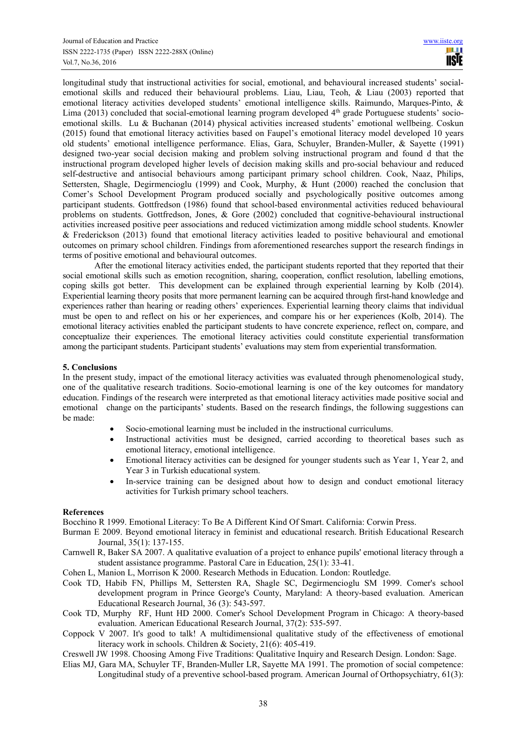longitudinal study that instructional activities for social, emotional, and behavioural increased students' social-emotional skills and reduced their behavioural problems. Liau, Liau, Teoh, & Liau (2003) reported that emotional literacy activities developed students' emotional intelligence skills. Raimundo, Marques-Pinto, & Lima (2013) concluded that social-emotional learning program developed 4th grade Portuguese students' socio-emotional skills. Lu & Buchanan (2014) physical activities increased students' emotional wellbeing. Coskun (2015) found that emotional literacy activities based on Faupel's emotional literacy model developed 10 years old students' emotional intelligence performance. Elias, Gara, Schuyler, Branden-Muller, & Sayette (1991) designed two-year social decision making and problem solving instructional program and found d that the instructional program developed higher levels of decision making skills and pro-social behaviour and reduced self-destructive and antisocial behaviours among participant primary school children. Cook, Naaz, Philips, Settersten, Shagle, Degirmencioglu (1999) and Cook, Murphy, & Hunt (2000) reached the conclusion that Comer's School Development Program produced socially and psychologically positive outcomes among participant students. Gottfredson (1986) found that school-based environmental activities reduced behavioural problems on students. Gottfredson, Jones, & Gore (2002) concluded that cognitive-behavioural instructional activities increased positive peer associations and reduced victimization among middle school students. Knowler & Frederickson (2013) found that emotional literacy activities leaded to positive behavioural and emotional outcomes on primary school children. Findings from aforementioned researches support the research findings in terms of positive emotional and behavioural outcomes.

After the emotional literacy activities ended, the participant students reported that they reported that their social emotional skills such as emotion recognition, sharing, cooperation, conflict resolution, labelling emotions, coping skills got better. This development can be explained through experiential learning by Kolb (2014). Experiential learning theory posits that more permanent learning can be acquired through first-hand knowledge and experiences rather than hearing or reading others' experiences. Experiential learning theory claims that individual must be open to and reflect on his or her experiences, and compare his or her experiences (Kolb, 2014). The emotional literacy activities enabled the participant students to have concrete experience, reflect on, compare, and conceptualize their experiences. The emotional literacy activities could constitute experiential transformation among the participant students. Participant students' evaluations may stem from experiential transformation.

## 5. Conclusions

In the present study, impact of the emotional literacy activities was evaluated through phenomenological study, one of the qualitative research traditions. Socio-emotional learning is one of the key outcomes for mandatory education. Findings of the research were interpreted as that emotional literacy activities made positive social and emotional change on the participants' students. Based on the research findings, the following suggestions can be made:

- Socio-emotional learning must be included in the instructional curriculums.
- Instructional activities must be designed, carried according to theoretical bases such as emotional literacy, emotional intelligence.
- Emotional literacy activities can be designed for younger students such as Year 1, Year 2, and Year 3 in Turkish educational system.
- In-service training can be designed about how to design and conduct emotional literacy activities for Turkish primary school teachers.

## References

Bocchino R 1999. Emotional Literacy: To Be A Different Kind Of Smart. California: Corwin Press.

Burman E 2009. Beyond emotional literacy in feminist and educational research. British Educational Research Journal, 35(1): 137-155.

Carnwell R, Baker SA 2007. A qualitative evaluation of a project to enhance pupils' emotional literacy through a student assistance programme. Pastoral Care in Education, 25(1): 33-41.

Cohen L, Manion L, Morrison K 2000. Research Methods in Education. London: Routledge.

Cook TD, Habib FN, Phillips M, Settersten RA, Shagle SC, Degirmencioglu SM 1999. Comer's school development program in Prince George's County, Maryland: A theory-based evaluation. American Educational Research Journal, 36 (3): 543-597.

Cook TD, Murphy RF, Hunt HD 2000. Comer's School Development Program in Chicago: A theory-based evaluation. American Educational Research Journal, 37(2): 535-597.

Coppock V 2007. It's good to talk! A multidimensional qualitative study of the effectiveness of emotional literacy work in schools. Children & Society, 21(6): 405-419.

Creswell JW 1998. Choosing Among Five Traditions: Qualitative Inquiry and Research Design. London: Sage.

Elias MJ, Gara MA, Schuyler TF, Branden-Muller LR, Sayette MA 1991. The promotion of social competence: Longitudinal study of a preventive school-based program. American Journal of Orthopsychiatry, 61(3):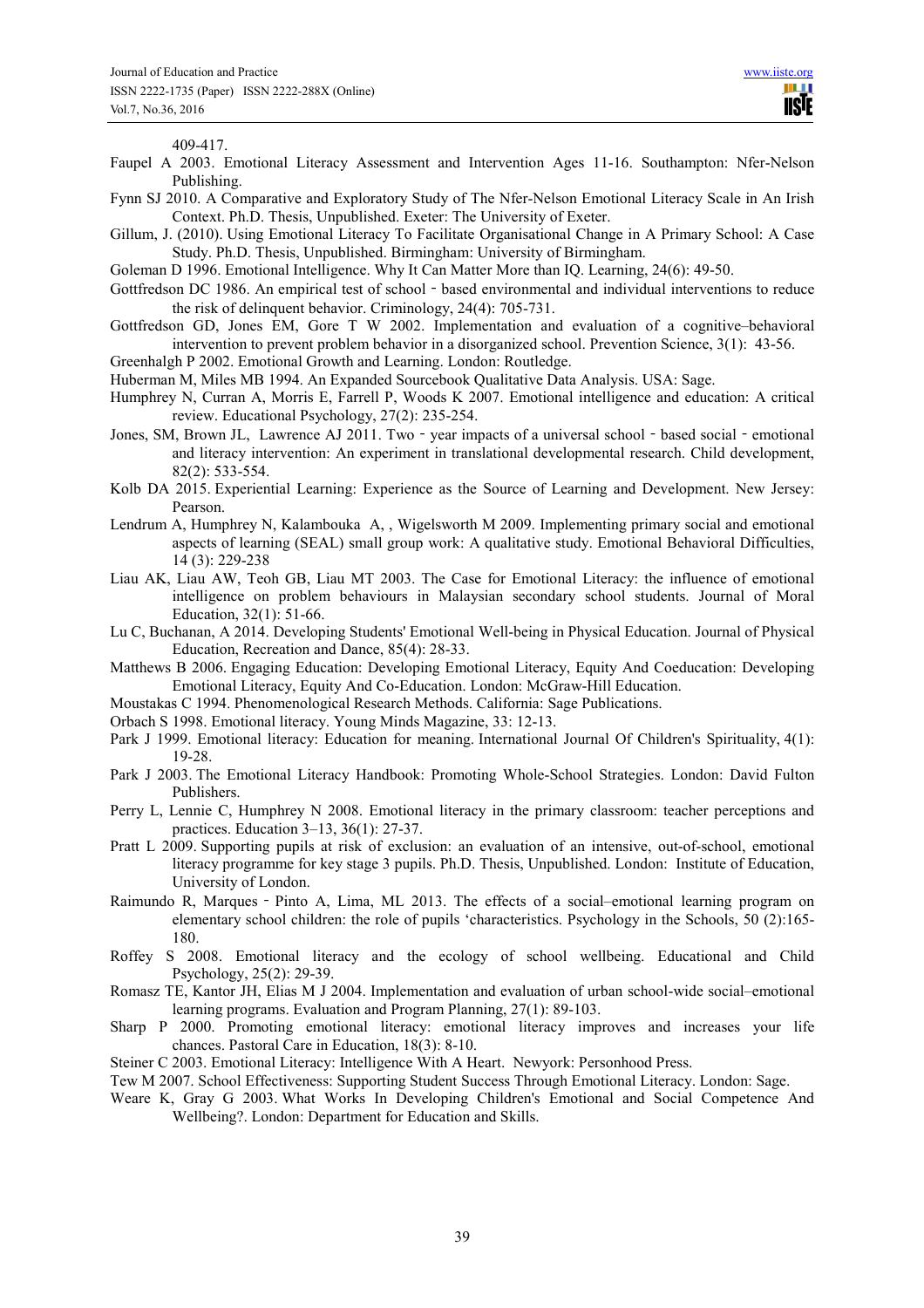409-417.

Faupel A 2003. Emotional Literacy Assessment and Intervention Ages 11-16. Southampton: Nfer-Nelson Publishing.

Fynn SJ 2010. A Comparative and Exploratory Study of The Nfer-Nelson Emotional Literacy Scale in An Irish Context. Ph.D. Thesis, Unpublished. Exeter: The University of Exeter.

Gillum, J. (2010). Using Emotional Literacy To Facilitate Organisational Change in A Primary School: A Case Study. Ph.D. Thesis, Unpublished. Birmingham: University of Birmingham.

Goleman D 1996. Emotional Intelligence. Why It Can Matter More than IQ. Learning, 24(6): 49-50.

Gottfredson DC 1986. An empirical test of school‐based environmental and individual interventions to reduce the risk of delinquent behavior. Criminology, 24(4): 705-731.

Gottfredson GD, Jones EM, Gore T W 2002. Implementation and evaluation of a cognitive–behavioral intervention to prevent problem behavior in a disorganized school. Prevention Science, 3(1): 43-56.

Greenhalgh P 2002. Emotional Growth and Learning. London: Routledge.

Huberman M, Miles MB 1994. An Expanded Sourcebook Qualitative Data Analysis. USA: Sage.

Humphrey N, Curran A, Morris E, Farrell P, Woods K 2007. Emotional intelligence and education: A critical review. Educational Psychology, 27(2): 235-254.

Jones, SM, Brown JL, Lawrence AJ 2011. Two‐year impacts of a universal school‐based social‐emotional and literacy intervention: An experiment in translational developmental research. Child development, 82(2): 533-554.

Kolb DA 2015. Experiential Learning: Experience as the Source of Learning and Development. New Jersey: Pearson.

Lendrum A, Humphrey N, Kalambouka A, , Wigelsworth M 2009. Implementing primary social and emotional aspects of learning (SEAL) small group work: A qualitative study. Emotional Behavioral Difficulties, 14 (3): 229-238

Liau AK, Liau AW, Teoh GB, Liau MT 2003. The Case for Emotional Literacy: the influence of emotional intelligence on problem behaviours in Malaysian secondary school students. Journal of Moral Education, 32(1): 51-66.

Lu C, Buchanan, A 2014. Developing Students' Emotional Well-being in Physical Education. Journal of Physical Education, Recreation and Dance, 85(4): 28-33.

Matthews B 2006. Engaging Education: Developing Emotional Literacy, Equity And Coeducation: Developing Emotional Literacy, Equity And Co-Education. London: McGraw-Hill Education.

Moustakas C 1994. Phenomenological Research Methods. California: Sage Publications.

Orbach S 1998. Emotional literacy. Young Minds Magazine, 33: 12-13.

Park J 1999. Emotional literacy: Education for meaning. International Journal Of Children's Spirituality, 4(1): 19-28.

Park J 2003. The Emotional Literacy Handbook: Promoting Whole-School Strategies. London: David Fulton Publishers.

Perry L, Lennie C, Humphrey N 2008. Emotional literacy in the primary classroom: teacher perceptions and practices. Education 3–13, 36(1): 27-37.

Pratt L 2009. Supporting pupils at risk of exclusion: an evaluation of an intensive, out-of-school, emotional literacy programme for key stage 3 pupils. Ph.D. Thesis, Unpublished. London: Institute of Education, University of London.

Raimundo R, Marques‐Pinto A, Lima, ML 2013. The effects of a social–emotional learning program on elementary school children: the role of pupils 'characteristics. Psychology in the Schools, 50 (2):165-180.

Roffey S 2008. Emotional literacy and the ecology of school wellbeing. Educational and Child Psychology, 25(2): 29-39.

Romasz TE, Kantor JH, Elias M J 2004. Implementation and evaluation of urban school-wide social–emotional learning programs. Evaluation and Program Planning, 27(1): 89-103.

Sharp P 2000. Promoting emotional literacy: emotional literacy improves and increases your life chances. Pastoral Care in Education, 18(3): 8-10.

Steiner C 2003. Emotional Literacy: Intelligence With A Heart. Newyork: Personhood Press.

Tew M 2007. School Effectiveness: Supporting Student Success Through Emotional Literacy. London: Sage.

Weare K, Gray G 2003. What Works In Developing Children's Emotional and Social Competence And Wellbeing?. London: Department for Education and Skills.